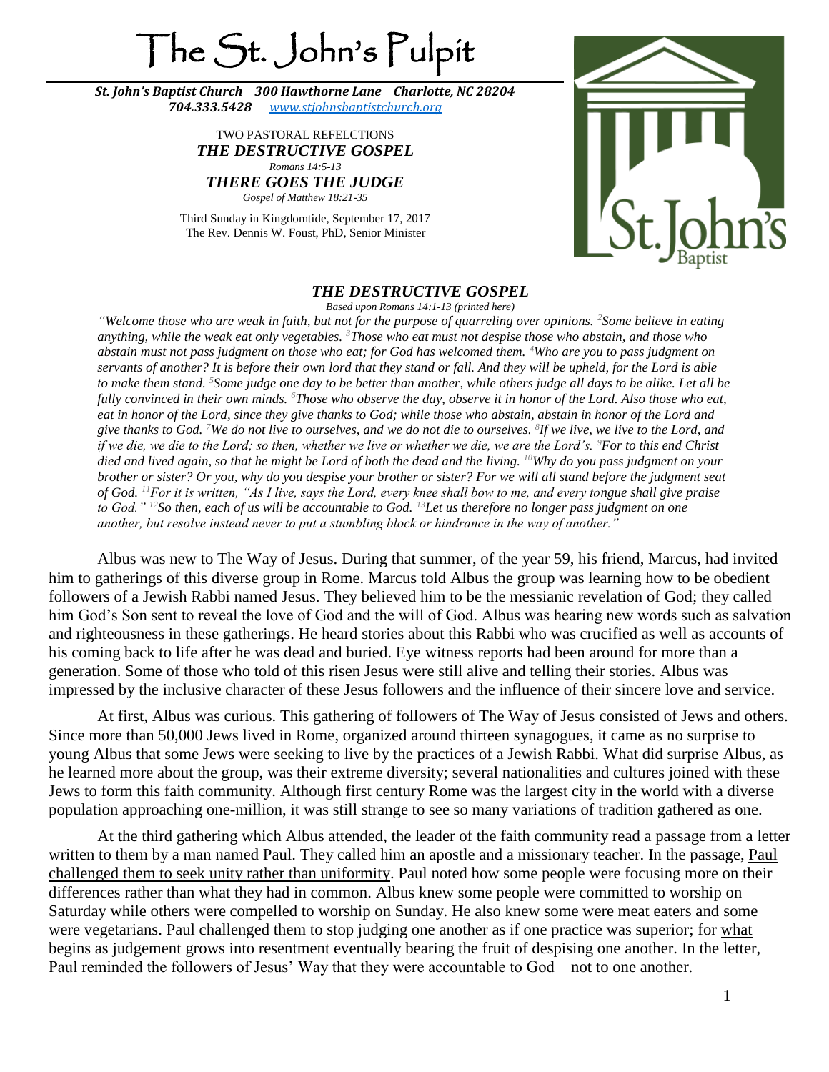# The St. John's Pulpit

***St. John's Baptist Church 300 Hawthorne Lane Charlotte, NC 28204***
***704.333.5428*** *www.stjohnsbaptistchurch.org*

TWO PASTORAL REFELCTIONS

***THE DESTRUCTIVE GOSPEL***

*Romans 14:5-13*

***THERE GOES THE JUDGE***

*Gospel of Matthew 18:21-35*

Third Sunday in Kingdomtide, September 17, 2017
The Rev. Dennis W. Foust, PhD, Senior Minister

---

## *THE DESTRUCTIVE GOSPEL*

*Based upon Romans 14:1-13 (printed here)*

*"Welcome those who are weak in faith, but not for the purpose of quarreling over opinions. [2]Some believe in eating anything, while the weak eat only vegetables. [3]Those who eat must not despise those who abstain, and those who abstain must not pass judgment on those who eat; for God has welcomed them. [4]Who are you to pass judgment on servants of another? It is before their own lord that they stand or fall. And they will be upheld, for the Lord is able to make them stand. [5]Some judge one day to be better than another, while others judge all days to be alike. Let all be fully convinced in their own minds. [6]Those who observe the day, observe it in honor of the Lord. Also those who eat, eat in honor of the Lord, since they give thanks to God; while those who abstain, abstain in honor of the Lord and give thanks to God. [7]We do not live to ourselves, and we do not die to ourselves. [8]If we live, we live to the Lord, and if we die, we die to the Lord; so then, whether we live or whether we die, we are the Lord's. [9]For to this end Christ died and lived again, so that he might be Lord of both the dead and the living. [10]Why do you pass judgment on your brother or sister? Or you, why do you despise your brother or sister? For we will all stand before the judgment seat of God. [11]For it is written, "As I live, says the Lord, every knee shall bow to me, and every tongue shall give praise to God." [12]So then, each of us will be accountable to God. [13]Let us therefore no longer pass judgment on one another, but resolve instead never to put a stumbling block or hindrance in the way of another."*

Albus was new to The Way of Jesus. During that summer, of the year 59, his friend, Marcus, had invited him to gatherings of this diverse group in Rome. Marcus told Albus the group was learning how to be obedient followers of a Jewish Rabbi named Jesus. They believed him to be the messianic revelation of God; they called him God's Son sent to reveal the love of God and the will of God. Albus was hearing new words such as salvation and righteousness in these gatherings. He heard stories about this Rabbi who was crucified as well as accounts of his coming back to life after he was dead and buried. Eye witness reports had been around for more than a generation. Some of those who told of this risen Jesus were still alive and telling their stories. Albus was impressed by the inclusive character of these Jesus followers and the influence of their sincere love and service.

At first, Albus was curious. This gathering of followers of The Way of Jesus consisted of Jews and others. Since more than 50,000 Jews lived in Rome, organized around thirteen synagogues, it came as no surprise to young Albus that some Jews were seeking to live by the practices of a Jewish Rabbi. What did surprise Albus, as he learned more about the group, was their extreme diversity; several nationalities and cultures joined with these Jews to form this faith community. Although first century Rome was the largest city in the world with a diverse population approaching one-million, it was still strange to see so many variations of tradition gathered as one.

At the third gathering which Albus attended, the leader of the faith community read a passage from a letter written to them by a man named Paul. They called him an apostle and a missionary teacher. In the passage, <u>Paul challenged them to seek unity rather than uniformity</u>. Paul noted how some people were focusing more on their differences rather than what they had in common. Albus knew some people were committed to worship on Saturday while others were compelled to worship on Sunday. He also knew some were meat eaters and some were vegetarians. Paul challenged them to stop judging one another as if one practice was superior; for <u>what begins as judgement grows into resentment eventually bearing the fruit of despising one another</u>. In the letter, Paul reminded the followers of Jesus' Way that they were accountable to God – not to one another.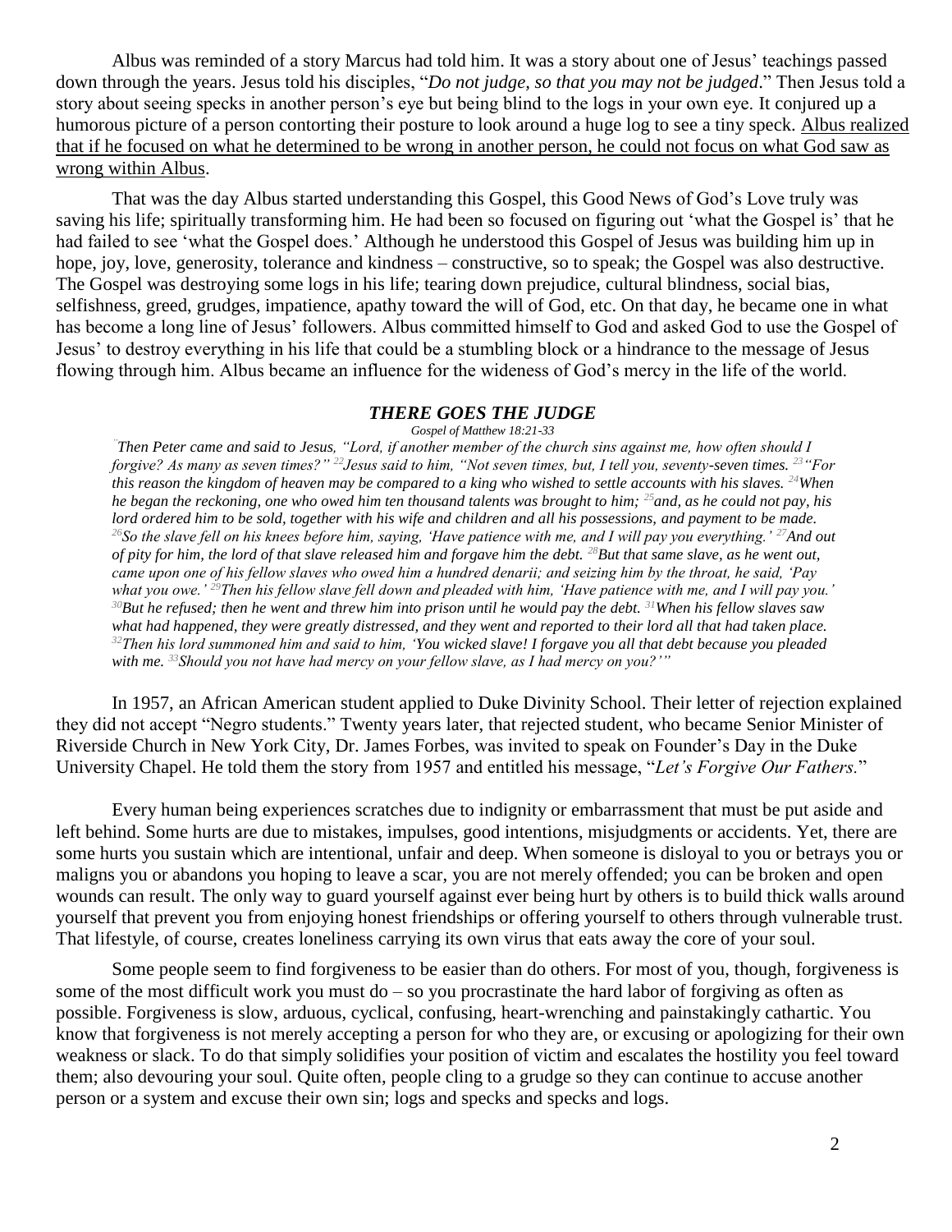Albus was reminded of a story Marcus had told him. It was a story about one of Jesus' teachings passed down through the years. Jesus told his disciples, "*Do not judge, so that you may not be judged*." Then Jesus told a story about seeing specks in another person's eye but being blind to the logs in your own eye. It conjured up a humorous picture of a person contorting their posture to look around a huge log to see a tiny speck. <u>Albus realized that if he focused on what he determined to be wrong in another person, he could not focus on what God saw as wrong within Albus</u>.

That was the day Albus started understanding this Gospel, this Good News of God's Love truly was saving his life; spiritually transforming him. He had been so focused on figuring out 'what the Gospel is' that he had failed to see 'what the Gospel does.' Although he understood this Gospel of Jesus was building him up in hope, joy, love, generosity, tolerance and kindness – constructive, so to speak; the Gospel was also destructive. The Gospel was destroying some logs in his life; tearing down prejudice, cultural blindness, social bias, selfishness, greed, grudges, impatience, apathy toward the will of God, etc. On that day, he became one in what has become a long line of Jesus' followers. Albus committed himself to God and asked God to use the Gospel of Jesus' to destroy everything in his life that could be a stumbling block or a hindrance to the message of Jesus flowing through him. Albus became an influence for the wideness of God's mercy in the life of the world.

### *THERE GOES THE JUDGE*

*Gospel of Matthew 18:21-33*

*[21]Then Peter came and said to Jesus, "Lord, if another member of the church sins against me, how often should I forgive? As many as seven times?" [22]Jesus said to him, "Not seven times, but, I tell you, seventy-seven times. [23]"For this reason the kingdom of heaven may be compared to a king who wished to settle accounts with his slaves. [24]When he began the reckoning, one who owed him ten thousand talents was brought to him; [25]and, as he could not pay, his lord ordered him to be sold, together with his wife and children and all his possessions, and payment to be made. [26]So the slave fell on his knees before him, saying, 'Have patience with me, and I will pay you everything.' [27]And out of pity for him, the lord of that slave released him and forgave him the debt. [28]But that same slave, as he went out, came upon one of his fellow slaves who owed him a hundred denarii; and seizing him by the throat, he said, 'Pay what you owe.' [29]Then his fellow slave fell down and pleaded with him, 'Have patience with me, and I will pay you.' [30]But he refused; then he went and threw him into prison until he would pay the debt. [31]When his fellow slaves saw what had happened, they were greatly distressed, and they went and reported to their lord all that had taken place. [32]Then his lord summoned him and said to him, 'You wicked slave! I forgave you all that debt because you pleaded with me. [33]Should you not have had mercy on your fellow slave, as I had mercy on you?'"*

In 1957, an African American student applied to Duke Divinity School. Their letter of rejection explained they did not accept "Negro students." Twenty years later, that rejected student, who became Senior Minister of Riverside Church in New York City, Dr. James Forbes, was invited to speak on Founder's Day in the Duke University Chapel. He told them the story from 1957 and entitled his message, "*Let's Forgive Our Fathers.*"

Every human being experiences scratches due to indignity or embarrassment that must be put aside and left behind. Some hurts are due to mistakes, impulses, good intentions, misjudgments or accidents. Yet, there are some hurts you sustain which are intentional, unfair and deep. When someone is disloyal to you or betrays you or maligns you or abandons you hoping to leave a scar, you are not merely offended; you can be broken and open wounds can result. The only way to guard yourself against ever being hurt by others is to build thick walls around yourself that prevent you from enjoying honest friendships or offering yourself to others through vulnerable trust. That lifestyle, of course, creates loneliness carrying its own virus that eats away the core of your soul.

Some people seem to find forgiveness to be easier than do others. For most of you, though, forgiveness is some of the most difficult work you must do – so you procrastinate the hard labor of forgiving as often as possible. Forgiveness is slow, arduous, cyclical, confusing, heart-wrenching and painstakingly cathartic. You know that forgiveness is not merely accepting a person for who they are, or excusing or apologizing for their own weakness or slack. To do that simply solidifies your position of victim and escalates the hostility you feel toward them; also devouring your soul. Quite often, people cling to a grudge so they can continue to accuse another person or a system and excuse their own sin; logs and specks and specks and logs.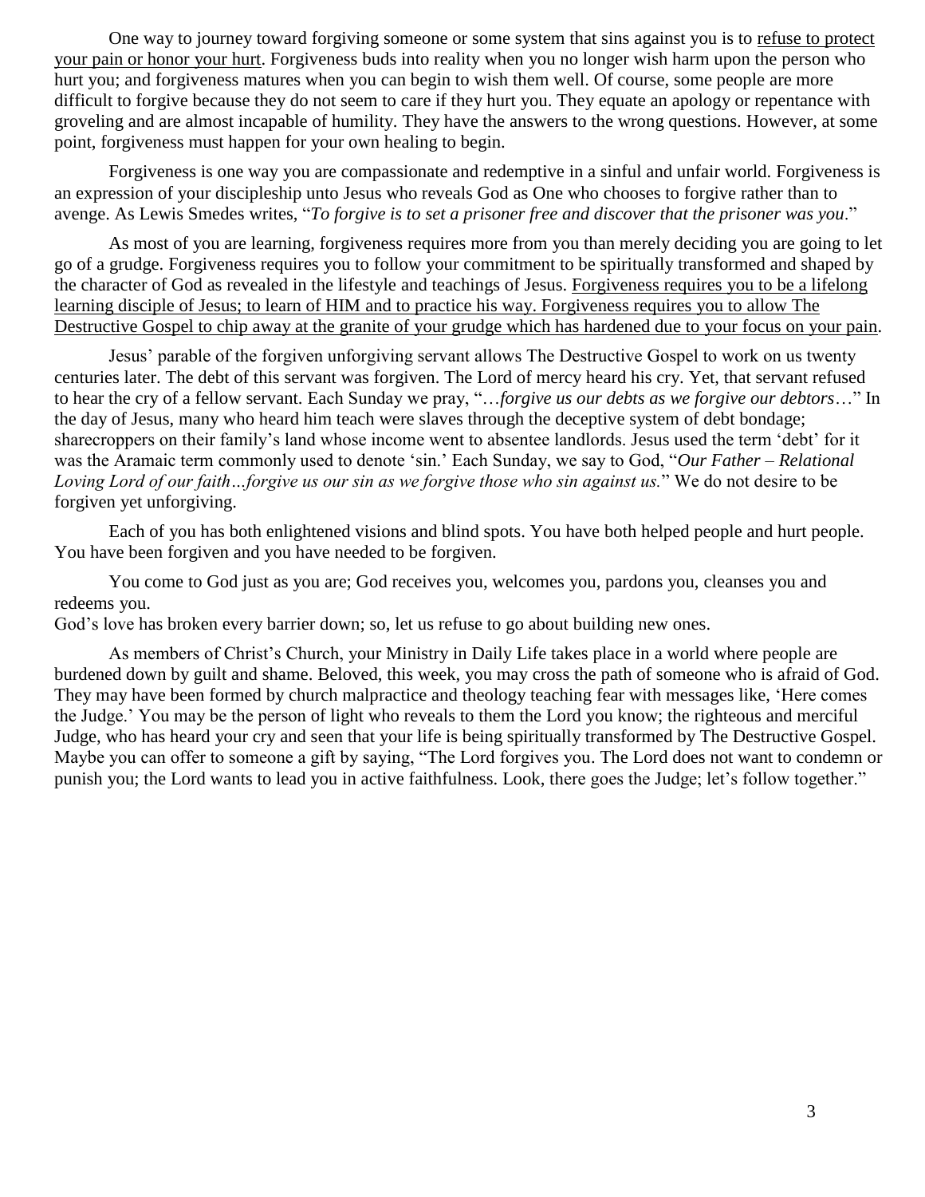One way to journey toward forgiving someone or some system that sins against you is to <u>refuse to protect your pain or honor your hurt</u>. Forgiveness buds into reality when you no longer wish harm upon the person who hurt you; and forgiveness matures when you can begin to wish them well. Of course, some people are more difficult to forgive because they do not seem to care if they hurt you. They equate an apology or repentance with groveling and are almost incapable of humility. They have the answers to the wrong questions. However, at some point, forgiveness must happen for your own healing to begin.

Forgiveness is one way you are compassionate and redemptive in a sinful and unfair world. Forgiveness is an expression of your discipleship unto Jesus who reveals God as One who chooses to forgive rather than to avenge. As Lewis Smedes writes, "*To forgive is to set a prisoner free and discover that the prisoner was you*."

As most of you are learning, forgiveness requires more from you than merely deciding you are going to let go of a grudge. Forgiveness requires you to follow your commitment to be spiritually transformed and shaped by the character of God as revealed in the lifestyle and teachings of Jesus. <u>Forgiveness requires you to be a lifelong learning disciple of Jesus; to learn of HIM and to practice his way. Forgiveness requires you to allow The Destructive Gospel to chip away at the granite of your grudge which has hardened due to your focus on your pain</u>.

Jesus' parable of the forgiven unforgiving servant allows The Destructive Gospel to work on us twenty centuries later. The debt of this servant was forgiven. The Lord of mercy heard his cry. Yet, that servant refused to hear the cry of a fellow servant. Each Sunday we pray, "…*forgive us our debts as we forgive our debtors*…" In the day of Jesus, many who heard him teach were slaves through the deceptive system of debt bondage; sharecroppers on their family's land whose income went to absentee landlords. Jesus used the term 'debt' for it was the Aramaic term commonly used to denote 'sin.' Each Sunday, we say to God, "*Our Father – Relational Loving Lord of our faith…forgive us our sin as we forgive those who sin against us.*" We do not desire to be forgiven yet unforgiving.

Each of you has both enlightened visions and blind spots. You have both helped people and hurt people. You have been forgiven and you have needed to be forgiven.

You come to God just as you are; God receives you, welcomes you, pardons you, cleanses you and redeems you.
God's love has broken every barrier down; so, let us refuse to go about building new ones.

As members of Christ's Church, your Ministry in Daily Life takes place in a world where people are burdened down by guilt and shame. Beloved, this week, you may cross the path of someone who is afraid of God. They may have been formed by church malpractice and theology teaching fear with messages like, 'Here comes the Judge.' You may be the person of light who reveals to them the Lord you know; the righteous and merciful Judge, who has heard your cry and seen that your life is being spiritually transformed by The Destructive Gospel. Maybe you can offer to someone a gift by saying, "The Lord forgives you. The Lord does not want to condemn or punish you; the Lord wants to lead you in active faithfulness. Look, there goes the Judge; let's follow together."